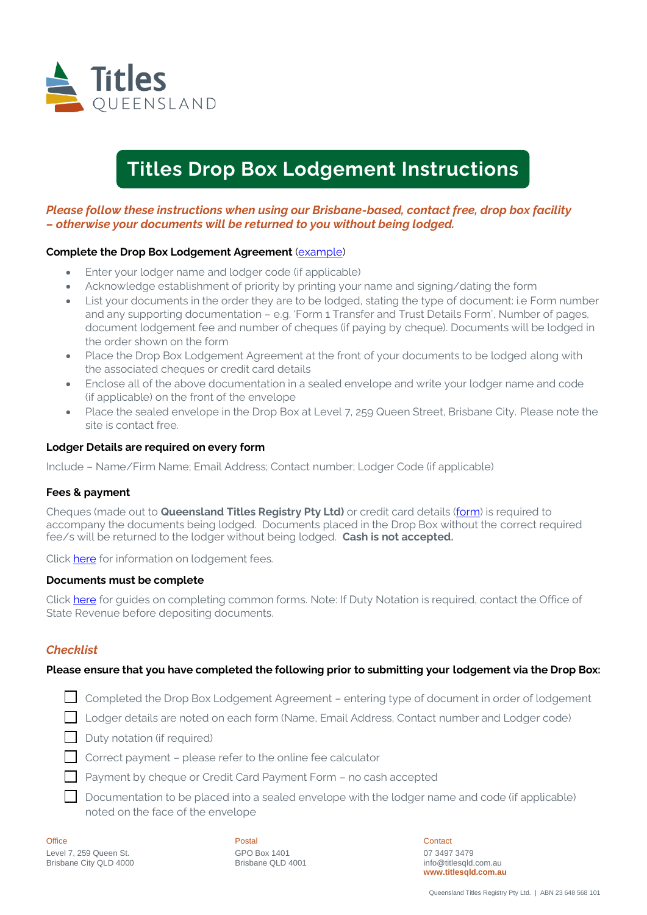Titles QUEENSLAND

# Titles Drop Box Lodgement Instructions

***Please follow these instructions when using our Brisbane-based, contact free, drop box facility – otherwise your documents will be returned to you without being lodged.***

**Complete the Drop Box Lodgement Agreement** (example)

- Enter your lodger name and lodger code (if applicable)
- Acknowledge establishment of priority by printing your name and signing/dating the form
- List your documents in the order they are to be lodged, stating the type of document: i.e Form number and any supporting documentation – e.g. 'Form 1 Transfer and Trust Details Form', Number of pages, document lodgement fee and number of cheques (if paying by cheque). Documents will be lodged in the order shown on the form
- Place the Drop Box Lodgement Agreement at the front of your documents to be lodged along with the associated cheques or credit card details
- Enclose all of the above documentation in a sealed envelope and write your lodger name and code (if applicable) on the front of the envelope
- Place the sealed envelope in the Drop Box at Level 7, 259 Queen Street, Brisbane City. Please note the site is contact free.

**Lodger Details are required on every form**

Include – Name/Firm Name; Email Address; Contact number; Lodger Code (if applicable)

**Fees & payment**

Cheques (made out to **Queensland Titles Registry Pty Ltd)** or credit card details (form) is required to accompany the documents being lodged. Documents placed in the Drop Box without the correct required fee/s will be returned to the lodger without being lodged. **Cash is not accepted.**

Click here for information on lodgement fees.

**Documents must be complete**

Click here for guides on completing common forms. Note: If Duty Notation is required, contact the Office of State Revenue before depositing documents.

### *Checklist*

**Please ensure that you have completed the following prior to submitting your lodgement via the Drop Box:**

- [ ] Completed the Drop Box Lodgement Agreement – entering type of document in order of lodgement
- [ ] Lodger details are noted on each form (Name, Email Address, Contact number and Lodger code)
- [ ] Duty notation (if required)
- [ ] Correct payment – please refer to the online fee calculator
- [ ] Payment by cheque or Credit Card Payment Form – no cash accepted
- [ ] Documentation to be placed into a sealed envelope with the lodger name and code (if applicable) noted on the face of the envelope

Office
Level 7, 259 Queen St.
Brisbane City QLD 4000

Postal
GPO Box 1401
Brisbane QLD 4001

Contact
07 3497 3479
info@titlesqld.com.au
**www.titlesqld.com.au**

Queensland Titles Registry Pty Ltd. | ABN 23 648 568 101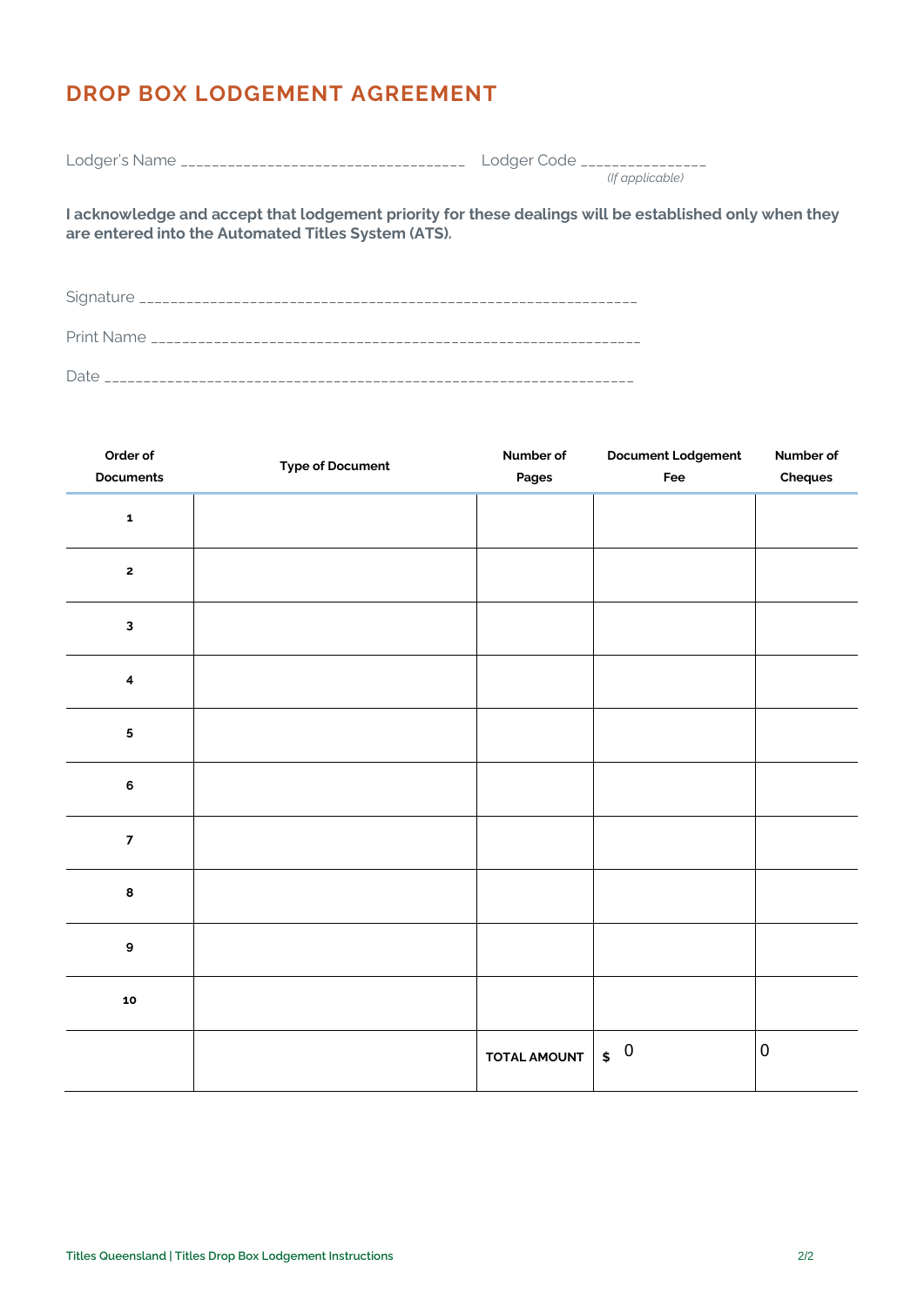## DROP BOX LODGEMENT AGREEMENT

Lodger's Name ___________________________________ Lodger Code _______________
*(If applicable)*

**I acknowledge and accept that lodgement priority for these dealings will be established only when they are entered into the Automated Titles System (ATS).**

Signature ____________________________________________________________

Print Name ___________________________________________________________

Date ________________________________________________________________

| Order of Documents | Type of Document | Number of Pages | Document Lodgement Fee | Number of Cheques |
|---|---|---|---|---|
| 1 | | | | |
| 2 | | | | |
| 3 | | | | |
| 4 | | | | |
| 5 | | | | |
| 6 | | | | |
| 7 | | | | |
| 8 | | | | |
| 9 | | | | |
| 10 | | | | |
| | | **TOTAL AMOUNT** | **$** 0 | 0 |